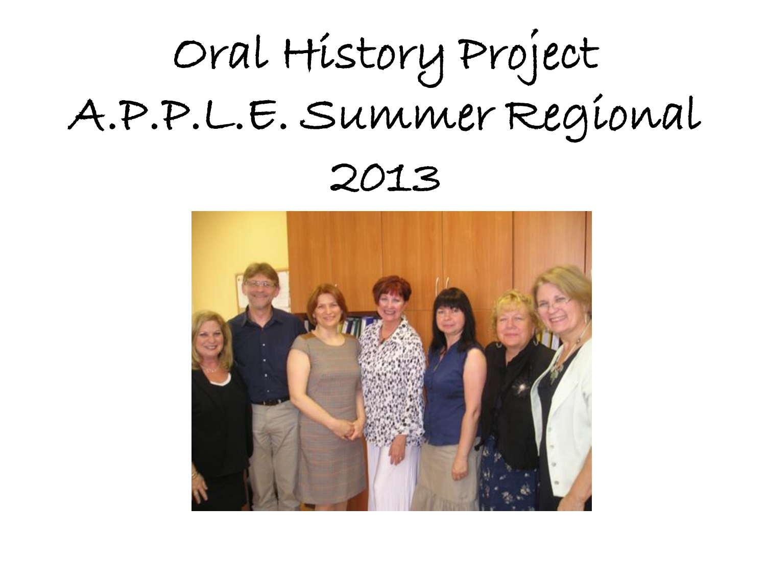# Oral History Project
# A.P.P.L.E. Summer Regional
# 2013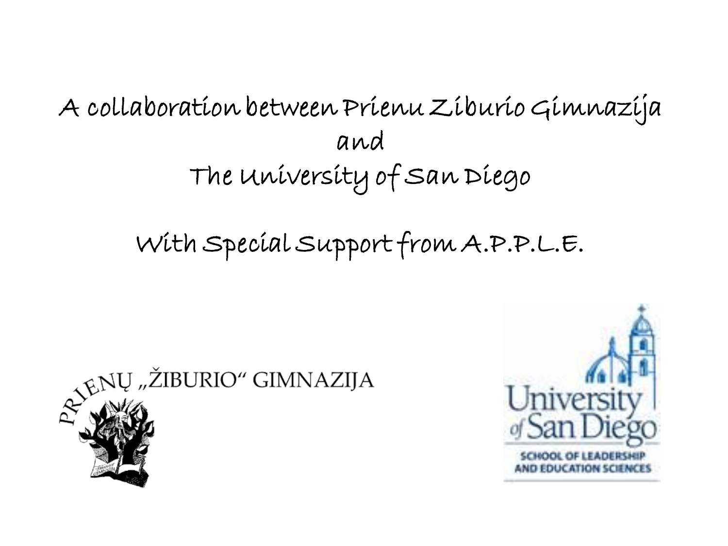A collaboration between Prienu Ziburio Gimnazija

and

The University of San Diego

With Special Support from A.P.P.L.E.

PRIENŲ „ŽIBURIO" GIMNAZIJA

University of San Diego

SCHOOL OF LEADERSHIP AND EDUCATION SCIENCES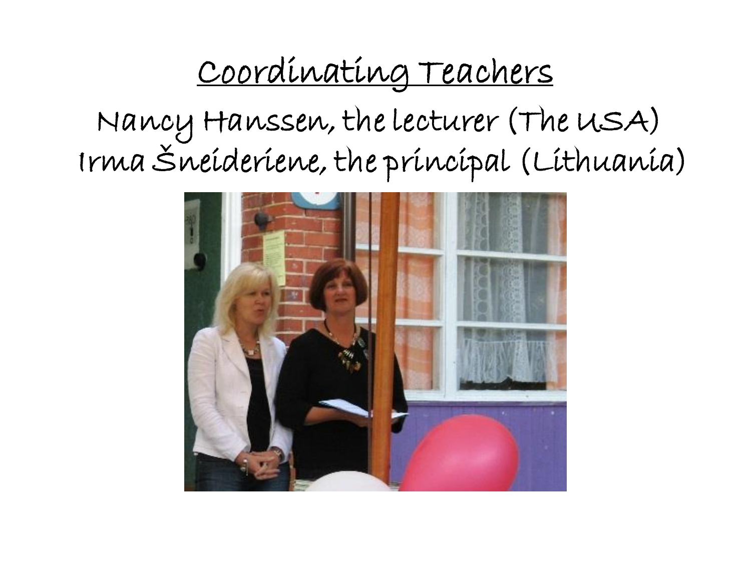# Coordinating Teachers

Nancy Hanssen, the lecturer (The USA)
Irma Šneideriene, the principal (Lithuania)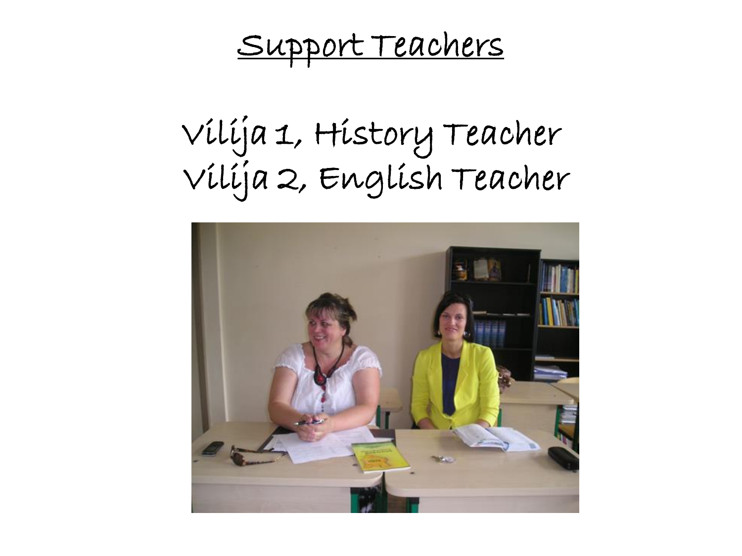# Support Teachers

Vilija 1, History Teacher
Vilija 2, English Teacher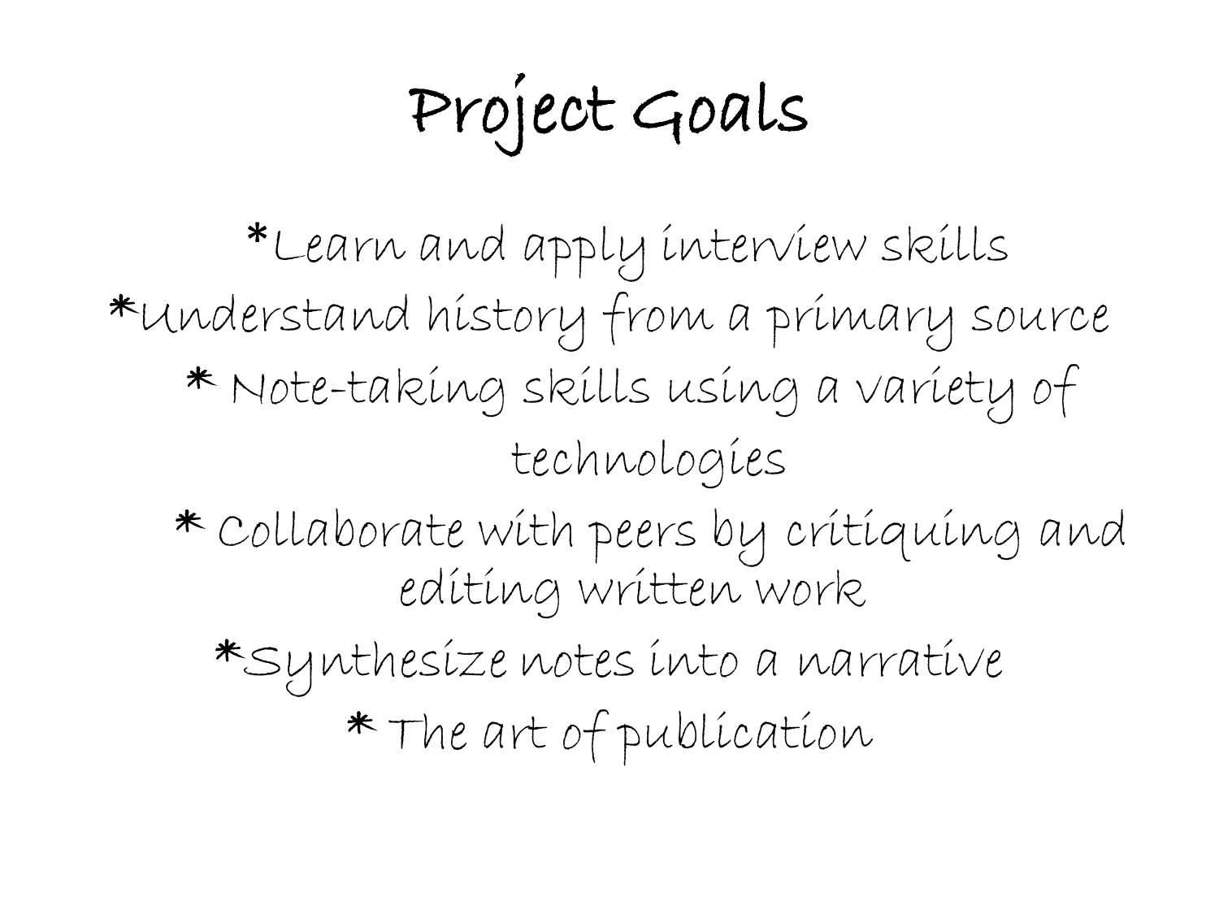# Project Goals

*Learn and apply interview skills

*Understand history from a primary source

* Note-taking skills using a variety of technologies

* Collaborate with peers by critiquing and editing written work

*Synthesize notes into a narrative

* The art of publication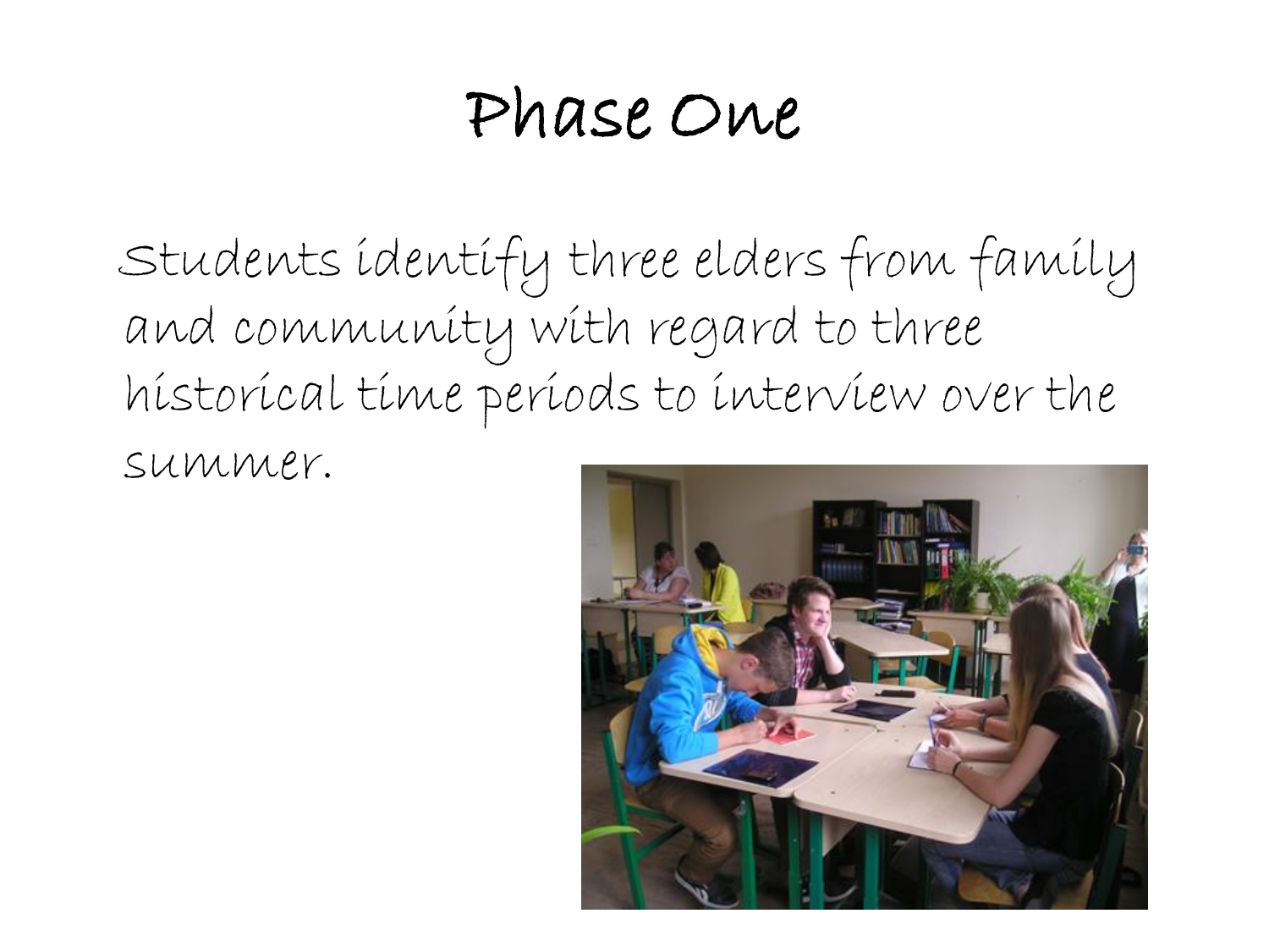# Phase One

Students identify three elders from family and community with regard to three historical time periods to interview over the summer.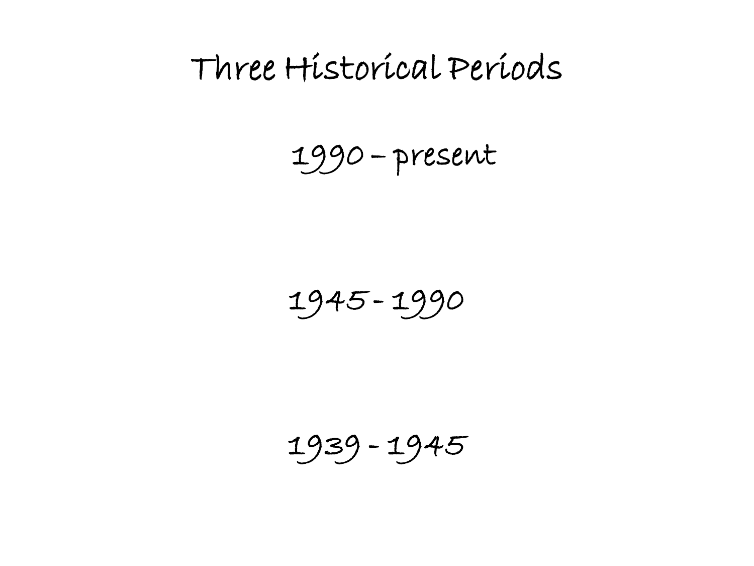# Three Historical Periods

1990 – present

1945 - 1990

1939 - 1945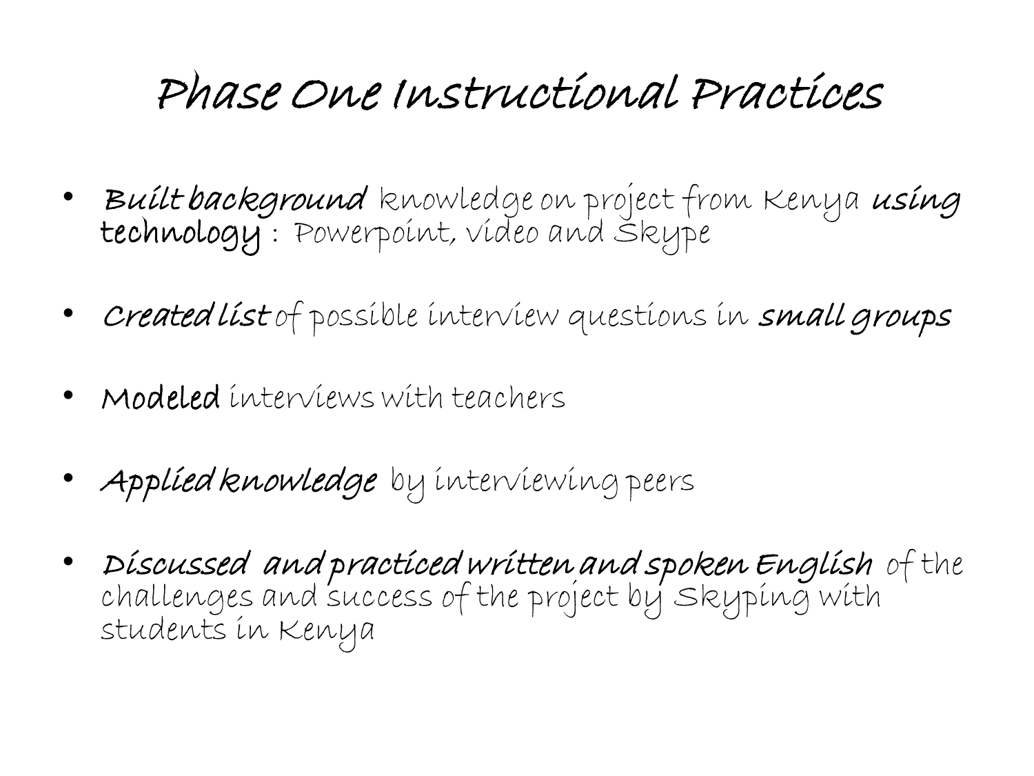# Phase One Instructional Practices

- ***Built background*** knowledge on project from Kenya ***using*** **technology** : Powerpoint, video and Skype
- ***Created list*** of possible interview questions in ***small groups***
- **Modeled** interviews with teachers
- ***Applied knowledge*** by interviewing peers
- ***Discussed and practiced written and spoken English*** of the challenges and success of the project by Skyping with students in Kenya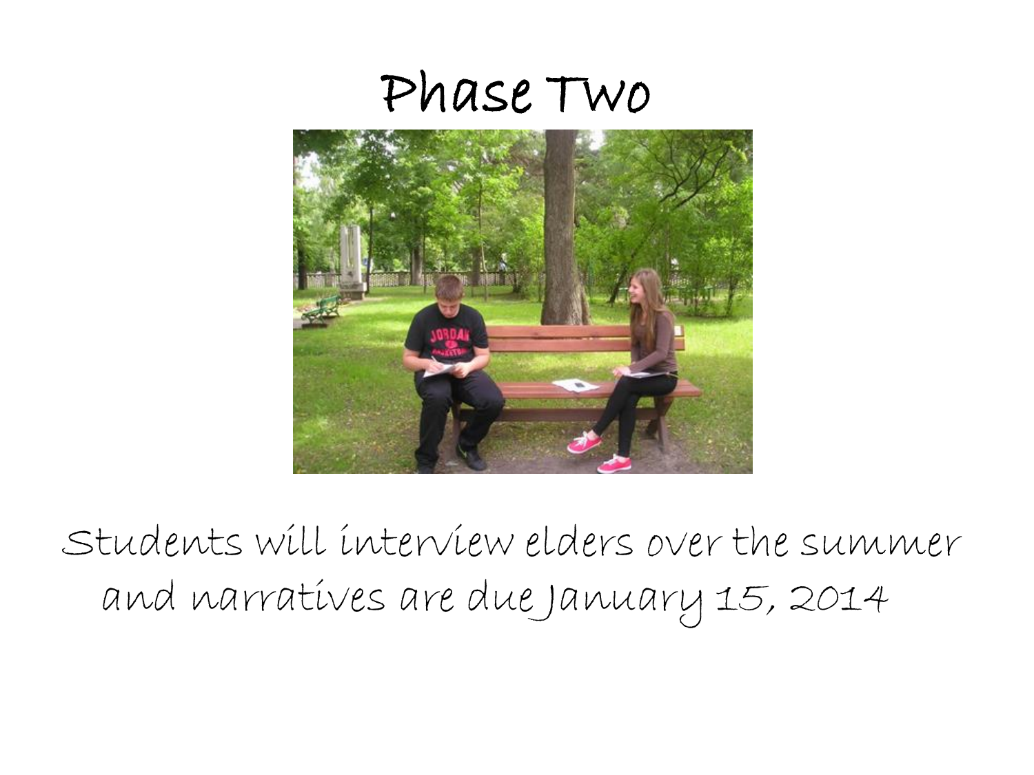# Phase Two

Students will interview elders over the summer and narratives are due January 15, 2014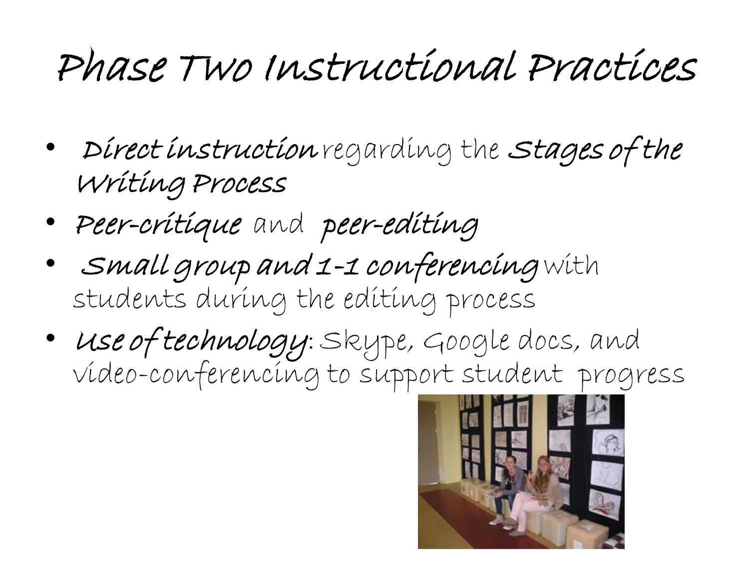# Phase Two Instructional Practices

- ***Direct instruction*** regarding the ***Stages of the Writing Process***
- ***Peer-critique*** and ***peer-editing***
- ***Small group and 1-1 conferencing*** with students during the editing process
- ***Use of technology***: Skype, Google docs, and video-conferencing to support student progress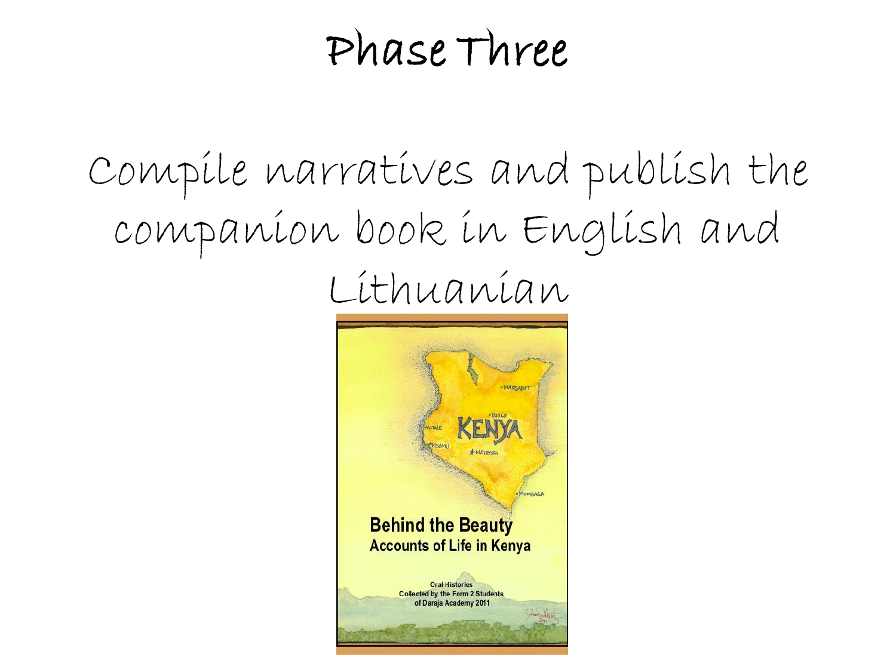# Phase Three

Compile narratives and publish the companion book in English and Lithuanian

**Behind the Beauty**
**Accounts of Life in Kenya**

Oral Histories
Collected by the Form 2 Students
of Daraja Academy 2011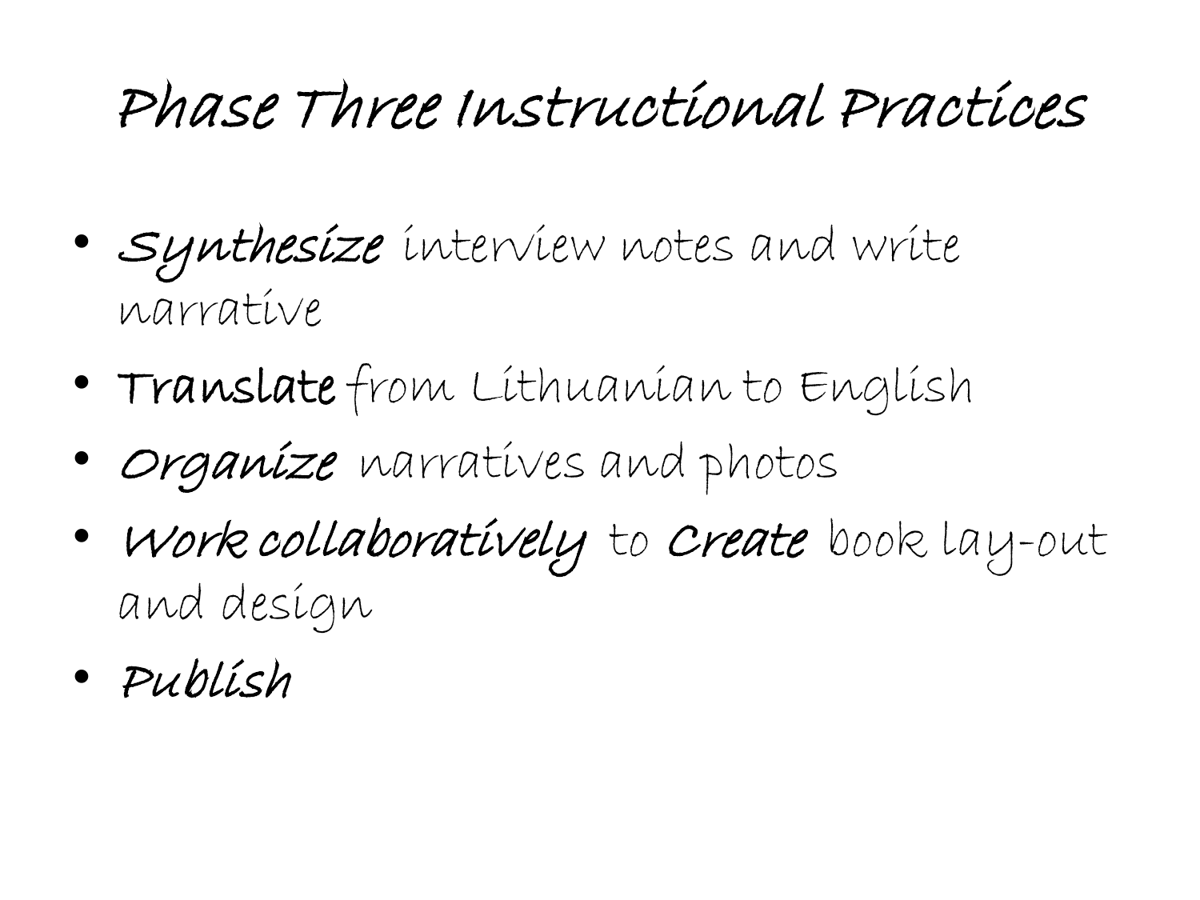# Phase Three Instructional Practices

- ***Synthesize*** interview notes and write narrative
- **Translate** from Lithuanian to English
- ***Organize*** narratives and photos
- ***Work collaboratively*** to ***Create*** book lay-out and design
- ***Publish***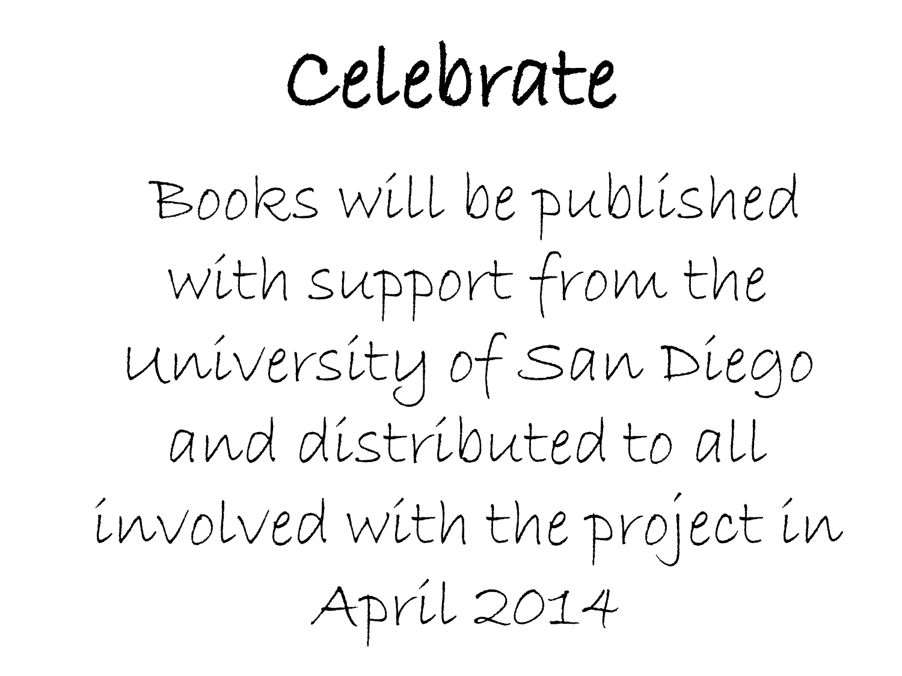# Celebrate

Books will be published with support from the University of San Diego and distributed to all involved with the project in April 2014